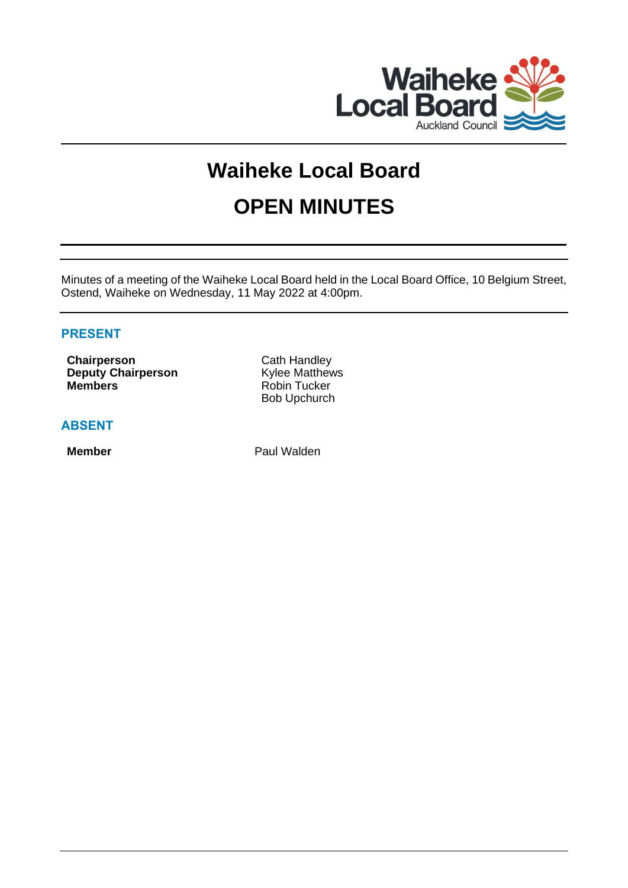# Waiheke Local Board

# OPEN MINUTES

Minutes of a meeting of the Waiheke Local Board held in the Local Board Office, 10 Belgium Street, Ostend, Waiheke on Wednesday, 11 May 2022 at 4:00pm.

## PRESENT

| | |
|---|---|
| **Chairperson** | Cath Handley |
| **Deputy Chairperson** | Kylee Matthews |
| **Members** | Robin Tucker |
| | Bob Upchurch |

## ABSENT

| | |
|---|---|
| **Member** | Paul Walden |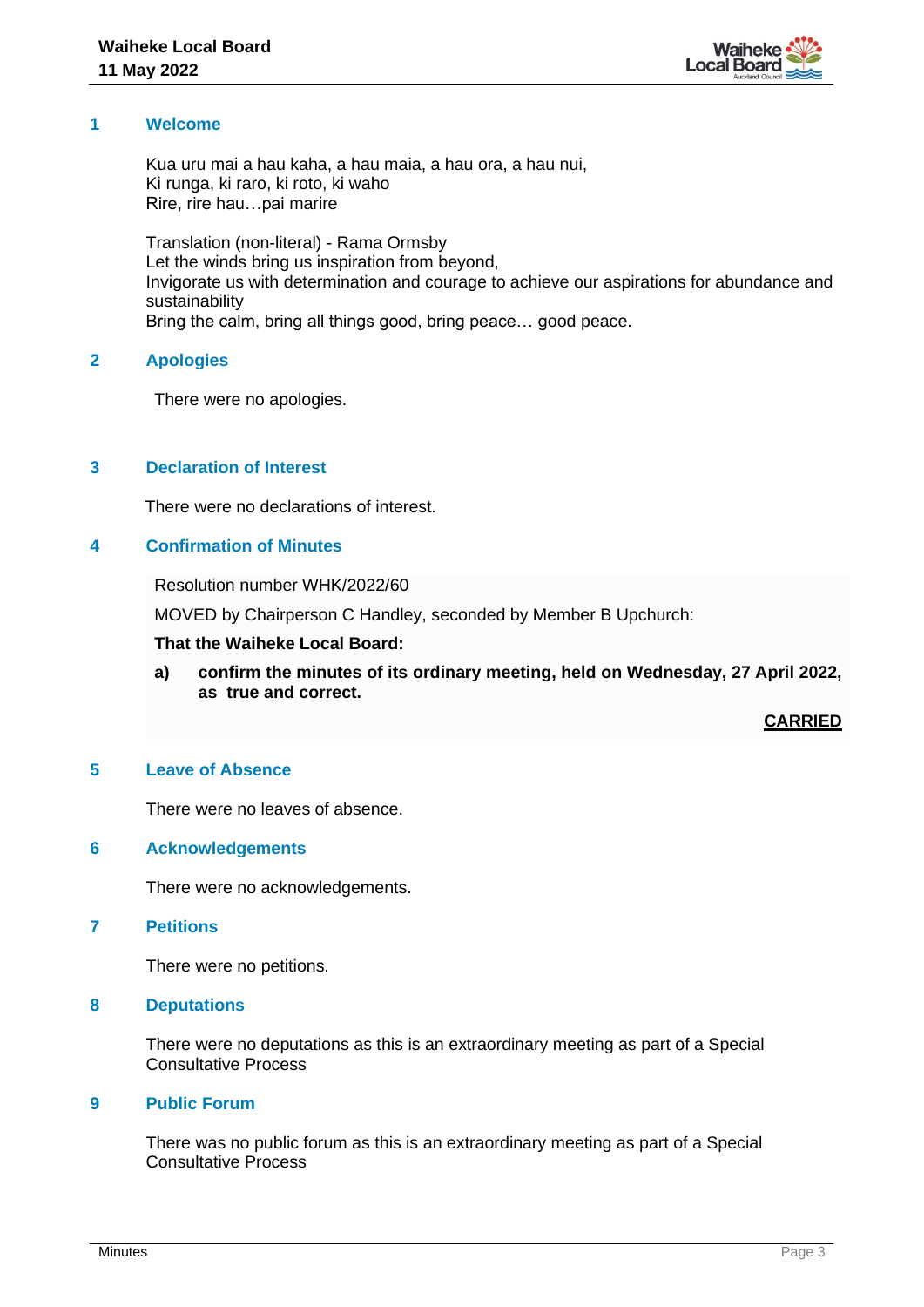## 1 Welcome

Kua uru mai a hau kaha, a hau maia, a hau ora, a hau nui,
Ki runga, ki raro, ki roto, ki waho
Rire, rire hau…pai marire

Translation (non-literal) - Rama Ormsby
Let the winds bring us inspiration from beyond,
Invigorate us with determination and courage to achieve our aspirations for abundance and sustainability
Bring the calm, bring all things good, bring peace… good peace.

## 2 Apologies

There were no apologies.

## 3 Declaration of Interest

There were no declarations of interest.

## 4 Confirmation of Minutes

Resolution number WHK/2022/60

MOVED by Chairperson C Handley, seconded by Member B Upchurch:

**That the Waiheke Local Board:**

**a) confirm the minutes of its ordinary meeting, held on Wednesday, 27 April 2022, as true and correct.**

**CARRIED**

## 5 Leave of Absence

There were no leaves of absence.

## 6 Acknowledgements

There were no acknowledgements.

## 7 Petitions

There were no petitions.

## 8 Deputations

There were no deputations as this is an extraordinary meeting as part of a Special Consultative Process

## 9 Public Forum

There was no public forum as this is an extraordinary meeting as part of a Special Consultative Process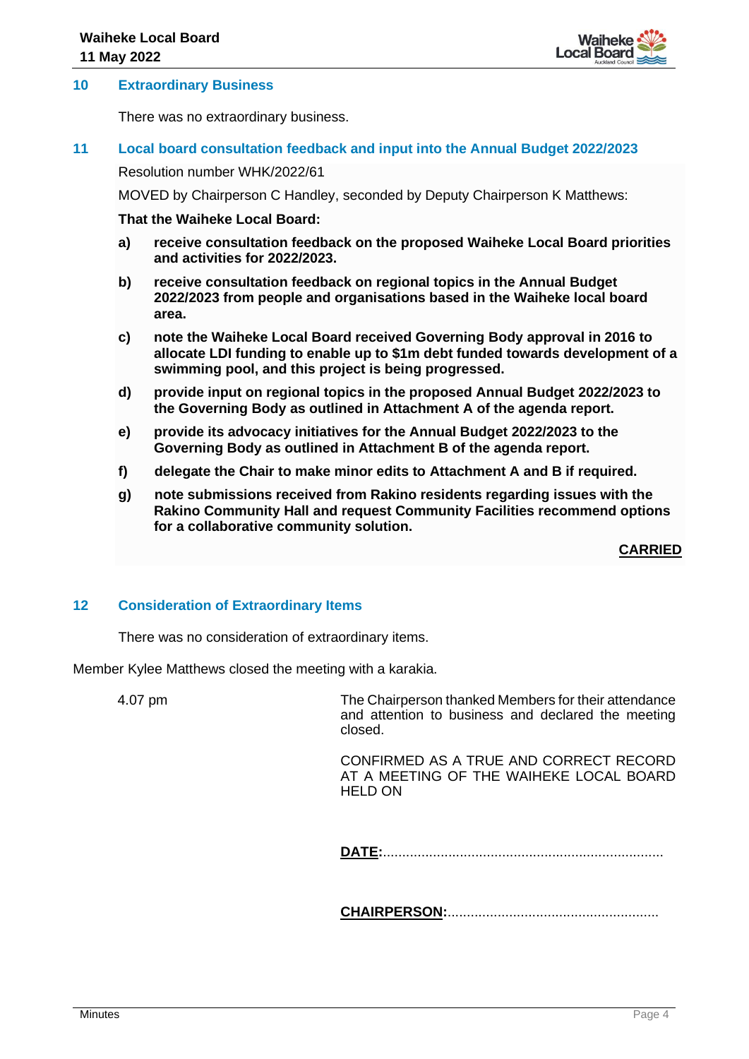## 10 Extraordinary Business

There was no extraordinary business.

## 11 Local board consultation feedback and input into the Annual Budget 2022/2023

Resolution number WHK/2022/61

MOVED by Chairperson C Handley, seconded by Deputy Chairperson K Matthews:

**That the Waiheke Local Board:**

**a) receive consultation feedback on the proposed Waiheke Local Board priorities and activities for 2022/2023.**

**b) receive consultation feedback on regional topics in the Annual Budget 2022/2023 from people and organisations based in the Waiheke local board area.**

**c) note the Waiheke Local Board received Governing Body approval in 2016 to allocate LDI funding to enable up to $1m debt funded towards development of a swimming pool, and this project is being progressed.**

**d) provide input on regional topics in the proposed Annual Budget 2022/2023 to the Governing Body as outlined in Attachment A of the agenda report.**

**e) provide its advocacy initiatives for the Annual Budget 2022/2023 to the Governing Body as outlined in Attachment B of the agenda report.**

**f) delegate the Chair to make minor edits to Attachment A and B if required.**

**g) note submissions received from Rakino residents regarding issues with the Rakino Community Hall and request Community Facilities recommend options for a collaborative community solution.**

**CARRIED**

## 12 Consideration of Extraordinary Items

There was no consideration of extraordinary items.

Member Kylee Matthews closed the meeting with a karakia.

4.07 pm

The Chairperson thanked Members for their attendance and attention to business and declared the meeting closed.

CONFIRMED AS A TRUE AND CORRECT RECORD AT A MEETING OF THE WAIHEKE LOCAL BOARD HELD ON

**DATE:**........................................................................

**CHAIRPERSON:**.......................................................